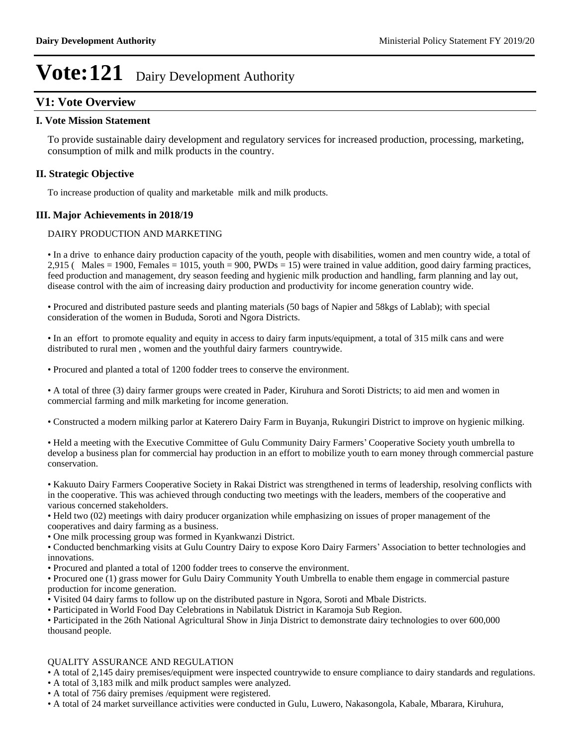# Vote:121 Dairy Development Authority

## V1: Vote Overview

### I. Vote Mission Statement

To provide sustainable dairy development and regulatory services for increased production, processing, marketing, consumption of milk and milk products in the country.

### II. Strategic Objective

To increase production of quality and marketable milk and milk products.

### III. Major Achievements in 2018/19

DAIRY PRODUCTION AND MARKETING

• In a drive to enhance dairy production capacity of the youth, people with disabilities, women and men country wide, a total of 2,915 ( Males = 1900, Females = 1015, youth = 900, PWDs = 15) were trained in value addition, good dairy farming practices, feed production and management, dry season feeding and hygienic milk production and handling, farm planning and lay out, disease control with the aim of increasing dairy production and productivity for income generation country wide.

• Procured and distributed pasture seeds and planting materials (50 bags of Napier and 58kgs of Lablab); with special consideration of the women in Bududa, Soroti and Ngora Districts.

• In an effort to promote equality and equity in access to dairy farm inputs/equipment, a total of 315 milk cans and were distributed to rural men , women and the youthful dairy farmers countrywide.

• Procured and planted a total of 1200 fodder trees to conserve the environment.

• A total of three (3) dairy farmer groups were created in Pader, Kiruhura and Soroti Districts; to aid men and women in commercial farming and milk marketing for income generation.

• Constructed a modern milking parlor at Katerero Dairy Farm in Buyanja, Rukungiri District to improve on hygienic milking.

• Held a meeting with the Executive Committee of Gulu Community Dairy Farmers' Cooperative Society youth umbrella to develop a business plan for commercial hay production in an effort to mobilize youth to earn money through commercial pasture conservation.

• Kakuuto Dairy Farmers Cooperative Society in Rakai District was strengthened in terms of leadership, resolving conflicts with in the cooperative. This was achieved through conducting two meetings with the leaders, members of the cooperative and various concerned stakeholders.
• Held two (02) meetings with dairy producer organization while emphasizing on issues of proper management of the cooperatives and dairy farming as a business.
• One milk processing group was formed in Kyankwanzi District.
• Conducted benchmarking visits at Gulu Country Dairy to expose Koro Dairy Farmers' Association to better technologies and innovations.
• Procured and planted a total of 1200 fodder trees to conserve the environment.
• Procured one (1) grass mower for Gulu Dairy Community Youth Umbrella to enable them engage in commercial pasture production for income generation.
• Visited 04 dairy farms to follow up on the distributed pasture in Ngora, Soroti and Mbale Districts.
• Participated in World Food Day Celebrations in Nabilatuk District in Karamoja Sub Region.
• Participated in the 26th National Agricultural Show in Jinja District to demonstrate dairy technologies to over 600,000 thousand people.

QUALITY ASSURANCE AND REGULATION
• A total of 2,145 dairy premises/equipment were inspected countrywide to ensure compliance to dairy standards and regulations.
• A total of 3,183 milk and milk product samples were analyzed.
• A total of 756 dairy premises /equipment were registered.
• A total of 24 market surveillance activities were conducted in Gulu, Luwero, Nakasongola, Kabale, Mbarara, Kiruhura,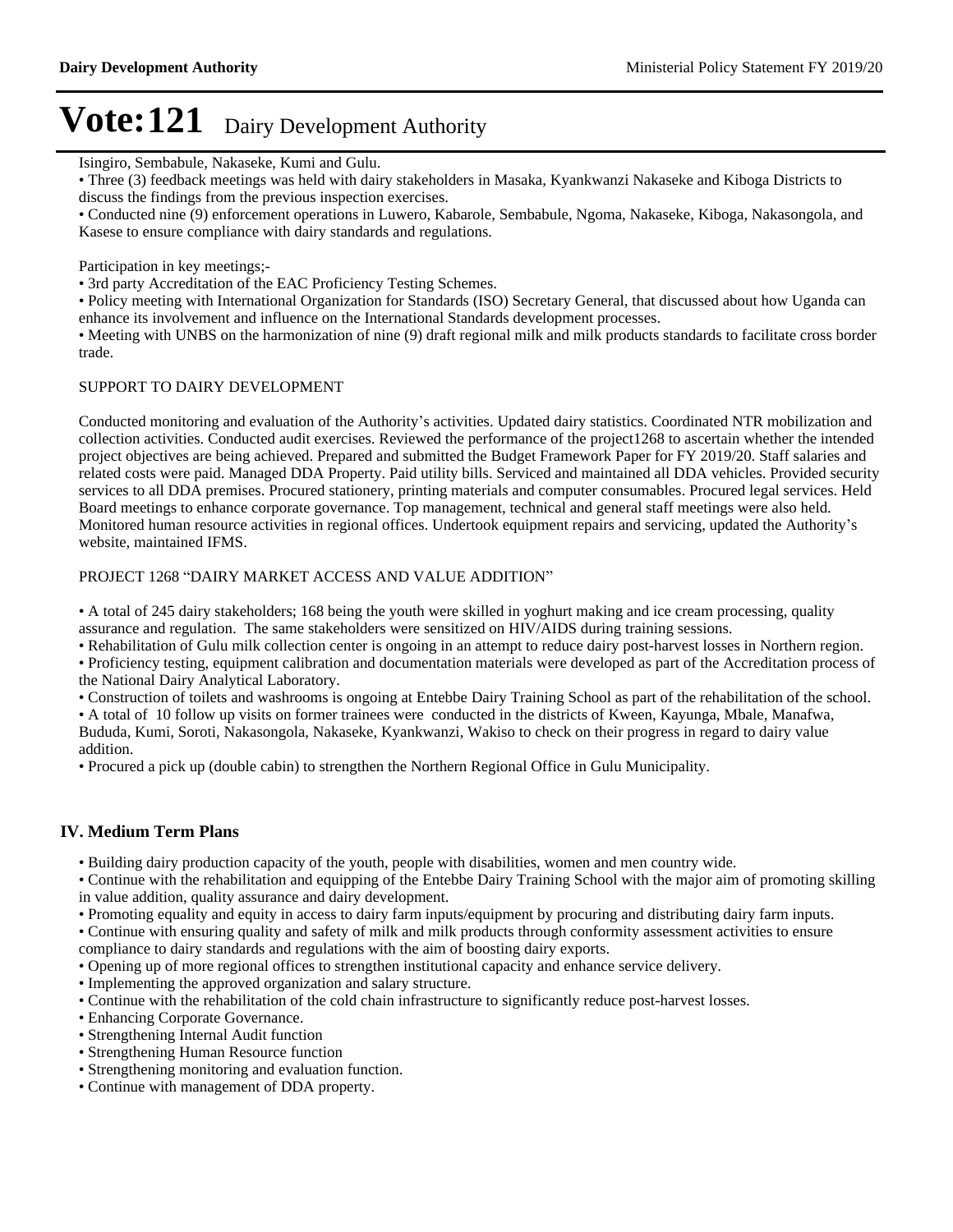Isingiro, Sembabule, Nakaseke, Kumi and Gulu.

- Three (3) feedback meetings was held with dairy stakeholders in Masaka, Kyankwanzi Nakaseke and Kiboga Districts to discuss the findings from the previous inspection exercises.
- Conducted nine (9) enforcement operations in Luwero, Kabarole, Sembabule, Ngoma, Nakaseke, Kiboga, Nakasongola, and Kasese to ensure compliance with dairy standards and regulations.

Participation in key meetings;-

- 3rd party Accreditation of the EAC Proficiency Testing Schemes.
- Policy meeting with International Organization for Standards (ISO) Secretary General, that discussed about how Uganda can enhance its involvement and influence on the International Standards development processes.
- Meeting with UNBS on the harmonization of nine (9) draft regional milk and milk products standards to facilitate cross border trade.

SUPPORT TO DAIRY DEVELOPMENT

Conducted monitoring and evaluation of the Authority's activities. Updated dairy statistics. Coordinated NTR mobilization and collection activities. Conducted audit exercises. Reviewed the performance of the project1268 to ascertain whether the intended project objectives are being achieved. Prepared and submitted the Budget Framework Paper for FY 2019/20. Staff salaries and related costs were paid. Managed DDA Property. Paid utility bills. Serviced and maintained all DDA vehicles. Provided security services to all DDA premises. Procured stationery, printing materials and computer consumables. Procured legal services. Held Board meetings to enhance corporate governance. Top management, technical and general staff meetings were also held. Monitored human resource activities in regional offices. Undertook equipment repairs and servicing, updated the Authority's website, maintained IFMS.

PROJECT 1268 "DAIRY MARKET ACCESS AND VALUE ADDITION"

- A total of 245 dairy stakeholders; 168 being the youth were skilled in yoghurt making and ice cream processing, quality assurance and regulation. The same stakeholders were sensitized on HIV/AIDS during training sessions.
- Rehabilitation of Gulu milk collection center is ongoing in an attempt to reduce dairy post-harvest losses in Northern region.
- Proficiency testing, equipment calibration and documentation materials were developed as part of the Accreditation process of the National Dairy Analytical Laboratory.
- Construction of toilets and washrooms is ongoing at Entebbe Dairy Training School as part of the rehabilitation of the school.
- A total of 10 follow up visits on former trainees were conducted in the districts of Kween, Kayunga, Mbale, Manafwa, Bududa, Kumi, Soroti, Nakasongola, Nakaseke, Kyankwanzi, Wakiso to check on their progress in regard to dairy value addition.
- Procured a pick up (double cabin) to strengthen the Northern Regional Office in Gulu Municipality.

## IV. Medium Term Plans

- Building dairy production capacity of the youth, people with disabilities, women and men country wide.
- Continue with the rehabilitation and equipping of the Entebbe Dairy Training School with the major aim of promoting skilling in value addition, quality assurance and dairy development.
- Promoting equality and equity in access to dairy farm inputs/equipment by procuring and distributing dairy farm inputs.
- Continue with ensuring quality and safety of milk and milk products through conformity assessment activities to ensure compliance to dairy standards and regulations with the aim of boosting dairy exports.
- Opening up of more regional offices to strengthen institutional capacity and enhance service delivery.
- Implementing the approved organization and salary structure.
- Continue with the rehabilitation of the cold chain infrastructure to significantly reduce post-harvest losses.
- Enhancing Corporate Governance.
- Strengthening Internal Audit function
- Strengthening Human Resource function
- Strengthening monitoring and evaluation function.
- Continue with management of DDA property.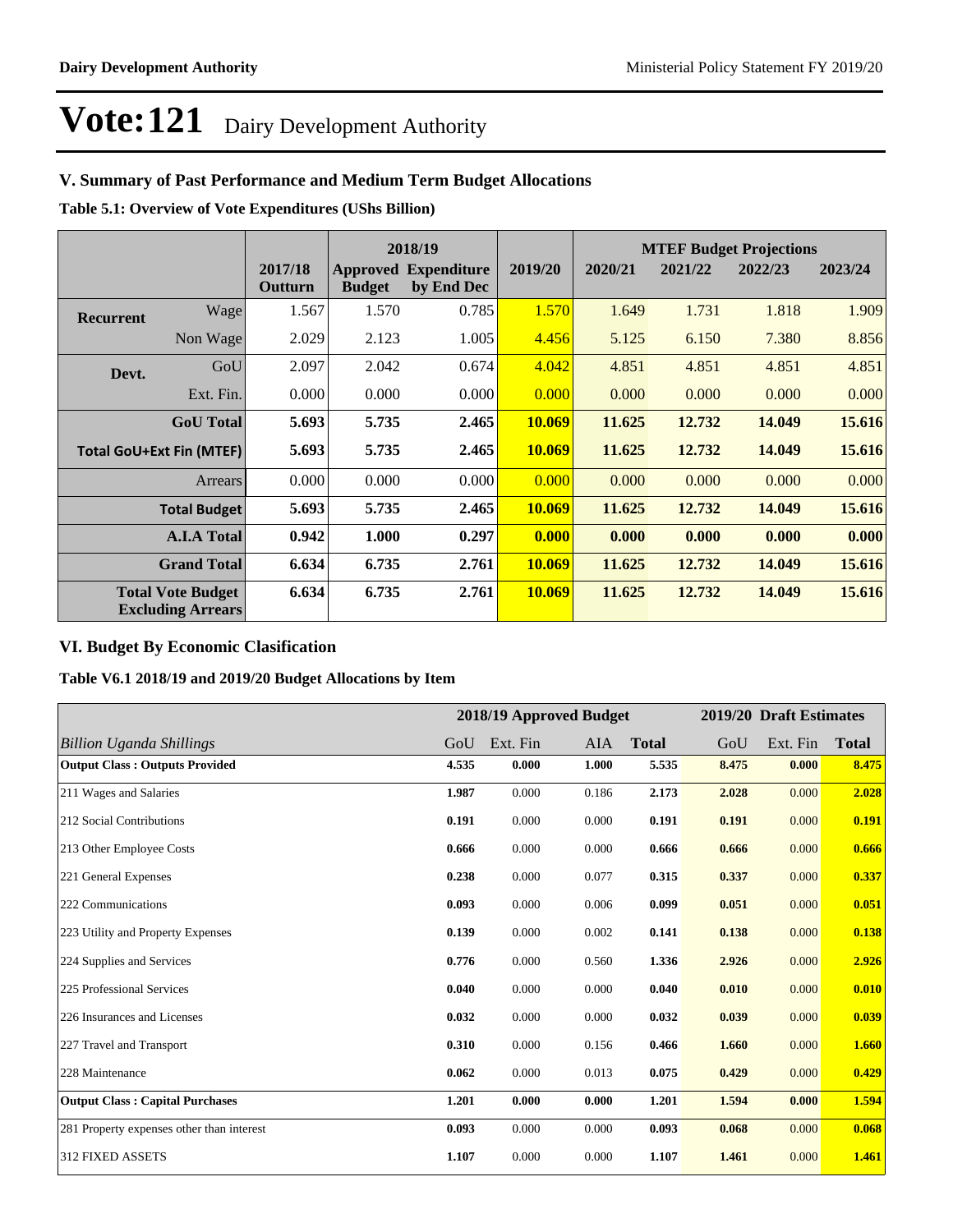# Vote:121 Dairy Development Authority

## V. Summary of Past Performance and Medium Term Budget Allocations

**Table 5.1: Overview of Vote Expenditures (UShs Billion)**

| | | 2017/18 Outturn | 2018/19 Approved Budget | 2018/19 Expenditure by End Dec | 2019/20 | MTEF Budget Projections 2020/21 | 2021/22 | 2022/23 | 2023/24 |
|---|---|---|---|---|---|---|---|---|---|
| **Recurrent** | Wage | 1.567 | 1.570 | 0.785 | 1.570 | 1.649 | 1.731 | 1.818 | 1.909 |
| | Non Wage | 2.029 | 2.123 | 1.005 | 4.456 | 5.125 | 6.150 | 7.380 | 8.856 |
| **Devt.** | GoU | 2.097 | 2.042 | 0.674 | 4.042 | 4.851 | 4.851 | 4.851 | 4.851 |
| | Ext. Fin. | 0.000 | 0.000 | 0.000 | 0.000 | 0.000 | 0.000 | 0.000 | 0.000 |
| | **GoU Total** | **5.693** | **5.735** | **2.465** | **10.069** | **11.625** | **12.732** | **14.049** | **15.616** |
| | **Total GoU+Ext Fin (MTEF)** | **5.693** | **5.735** | **2.465** | **10.069** | **11.625** | **12.732** | **14.049** | **15.616** |
| | Arrears | 0.000 | 0.000 | 0.000 | 0.000 | 0.000 | 0.000 | 0.000 | 0.000 |
| | **Total Budget** | **5.693** | **5.735** | **2.465** | **10.069** | **11.625** | **12.732** | **14.049** | **15.616** |
| | **A.I.A Total** | **0.942** | **1.000** | **0.297** | **0.000** | **0.000** | **0.000** | **0.000** | **0.000** |
| | **Grand Total** | **6.634** | **6.735** | **2.761** | **10.069** | **11.625** | **12.732** | **14.049** | **15.616** |
| | **Total Vote Budget Excluding Arrears** | **6.634** | **6.735** | **2.761** | **10.069** | **11.625** | **12.732** | **14.049** | **15.616** |

## VI. Budget By Economic Clasification

**Table V6.1 2018/19 and 2019/20 Budget Allocations by Item**

| | 2018/19 Approved Budget | | | | 2019/20 Draft Estimates | | |
|---|---|---|---|---|---|---|---|
| *Billion Uganda Shillings* | GoU | Ext. Fin | AIA | **Total** | GoU | Ext. Fin | **Total** |
| **Output Class : Outputs Provided** | **4.535** | **0.000** | **1.000** | **5.535** | **8.475** | **0.000** | **8.475** |
| 211 Wages and Salaries | **1.987** | 0.000 | 0.186 | **2.173** | **2.028** | 0.000 | **2.028** |
| 212 Social Contributions | **0.191** | 0.000 | 0.000 | **0.191** | **0.191** | 0.000 | **0.191** |
| 213 Other Employee Costs | **0.666** | 0.000 | 0.000 | **0.666** | **0.666** | 0.000 | **0.666** |
| 221 General Expenses | **0.238** | 0.000 | 0.077 | **0.315** | **0.337** | 0.000 | **0.337** |
| 222 Communications | **0.093** | 0.000 | 0.006 | **0.099** | **0.051** | 0.000 | **0.051** |
| 223 Utility and Property Expenses | **0.139** | 0.000 | 0.002 | **0.141** | **0.138** | 0.000 | **0.138** |
| 224 Supplies and Services | **0.776** | 0.000 | 0.560 | **1.336** | **2.926** | 0.000 | **2.926** |
| 225 Professional Services | **0.040** | 0.000 | 0.000 | **0.040** | **0.010** | 0.000 | **0.010** |
| 226 Insurances and Licenses | **0.032** | 0.000 | 0.000 | **0.032** | **0.039** | 0.000 | **0.039** |
| 227 Travel and Transport | **0.310** | 0.000 | 0.156 | **0.466** | **1.660** | 0.000 | **1.660** |
| 228 Maintenance | **0.062** | 0.000 | 0.013 | **0.075** | **0.429** | 0.000 | **0.429** |
| **Output Class : Capital Purchases** | **1.201** | **0.000** | **0.000** | **1.201** | **1.594** | **0.000** | **1.594** |
| 281 Property expenses other than interest | **0.093** | 0.000 | 0.000 | **0.093** | **0.068** | 0.000 | **0.068** |
| 312 FIXED ASSETS | **1.107** | 0.000 | 0.000 | **1.107** | **1.461** | 0.000 | **1.461** |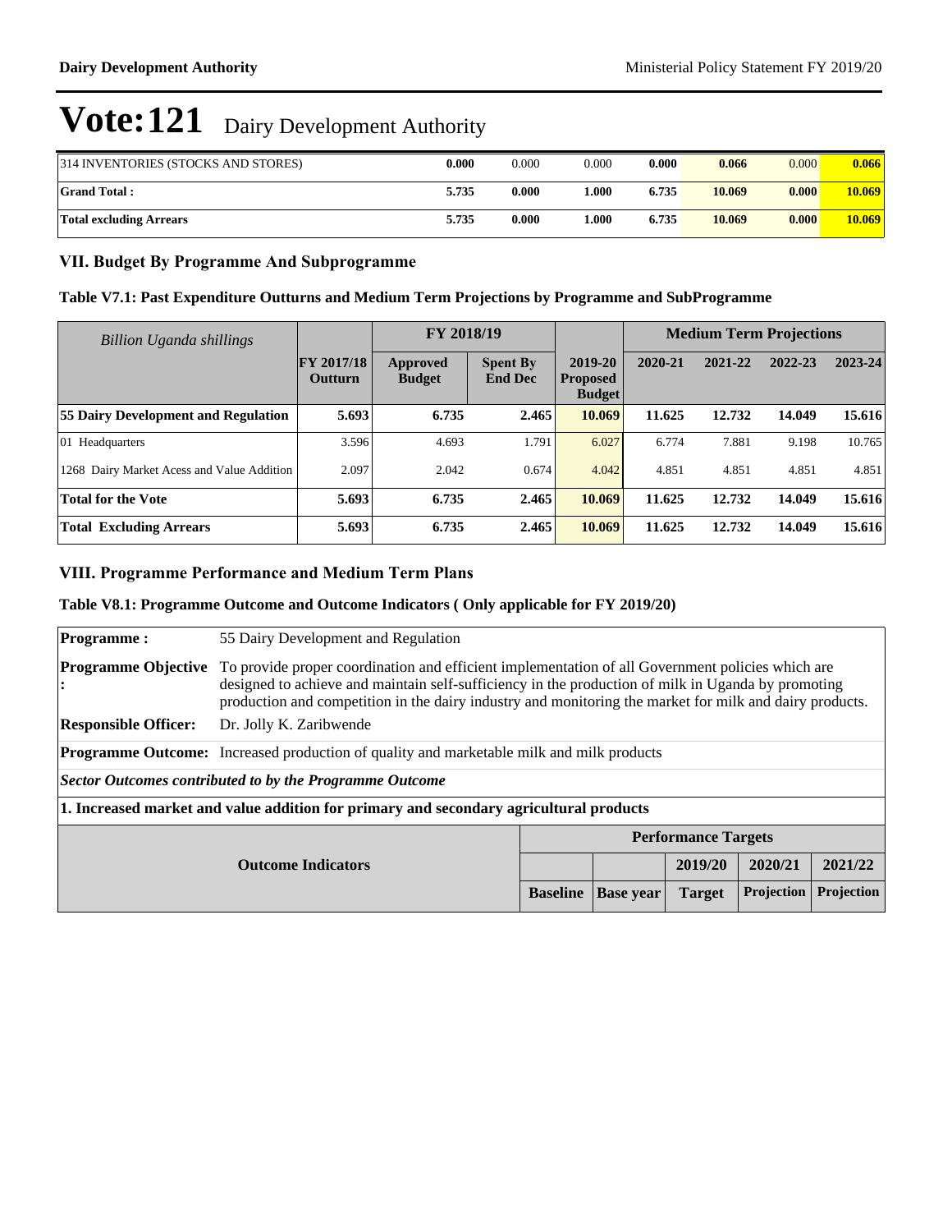# Vote:121 Dairy Development Authority

| | | | | | | | |
|---|---|---|---|---|---|---|---|
| 314 INVENTORIES (STOCKS AND STORES) | **0.000** | 0.000 | 0.000 | **0.000** | **0.066** | 0.000 | **0.066** |
| **Grand Total :** | **5.735** | **0.000** | **1.000** | **6.735** | **10.069** | **0.000** | **10.069** |
| **Total excluding Arrears** | **5.735** | **0.000** | **1.000** | **6.735** | **10.069** | **0.000** | **10.069** |

## VII. Budget By Programme And Subprogramme

### Table V7.1: Past Expenditure Outturns and Medium Term Projections by Programme and SubProgramme

| *Billion Uganda shillings* | | FY 2018/19 | | | Medium Term Projections | | | |
|---|---|---|---|---|---|---|---|---|
| | **FY 2017/18 Outturn** | **Approved Budget** | **Spent By End Dec** | **2019-20 Proposed Budget** | **2020-21** | **2021-22** | **2022-23** | **2023-24** |
| **55 Dairy Development and Regulation** | **5.693** | **6.735** | **2.465** | **10.069** | **11.625** | **12.732** | **14.049** | **15.616** |
| 01 Headquarters | 3.596 | 4.693 | 1.791 | 6.027 | 6.774 | 7.881 | 9.198 | 10.765 |
| 1268 Dairy Market Acess and Value Addition | 2.097 | 2.042 | 0.674 | 4.042 | 4.851 | 4.851 | 4.851 | 4.851 |
| **Total for the Vote** | **5.693** | **6.735** | **2.465** | **10.069** | **11.625** | **12.732** | **14.049** | **15.616** |
| **Total Excluding Arrears** | **5.693** | **6.735** | **2.465** | **10.069** | **11.625** | **12.732** | **14.049** | **15.616** |

## VIII. Programme Performance and Medium Term Plans

### Table V8.1: Programme Outcome and Outcome Indicators ( Only applicable for FY 2019/20)

**Programme :** 55 Dairy Development and Regulation

**Programme Objective :** To provide proper coordination and efficient implementation of all Government policies which are designed to achieve and maintain self-sufficiency in the production of milk in Uganda by promoting production and competition in the dairy industry and monitoring the market for milk and dairy products.

**Responsible Officer:** Dr. Jolly K. Zaribwende

**Programme Outcome:** Increased production of quality and marketable milk and milk products

***Sector Outcomes contributed to by the Programme Outcome***

**1. Increased market and value addition for primary and secondary agricultural products**

| Outcome Indicators | Performance Targets | | | | |
|---|---|---|---|---|---|
| | | | **2019/20** | **2020/21** | **2021/22** |
| | **Baseline** | **Base year** | **Target** | **Projection** | **Projection** |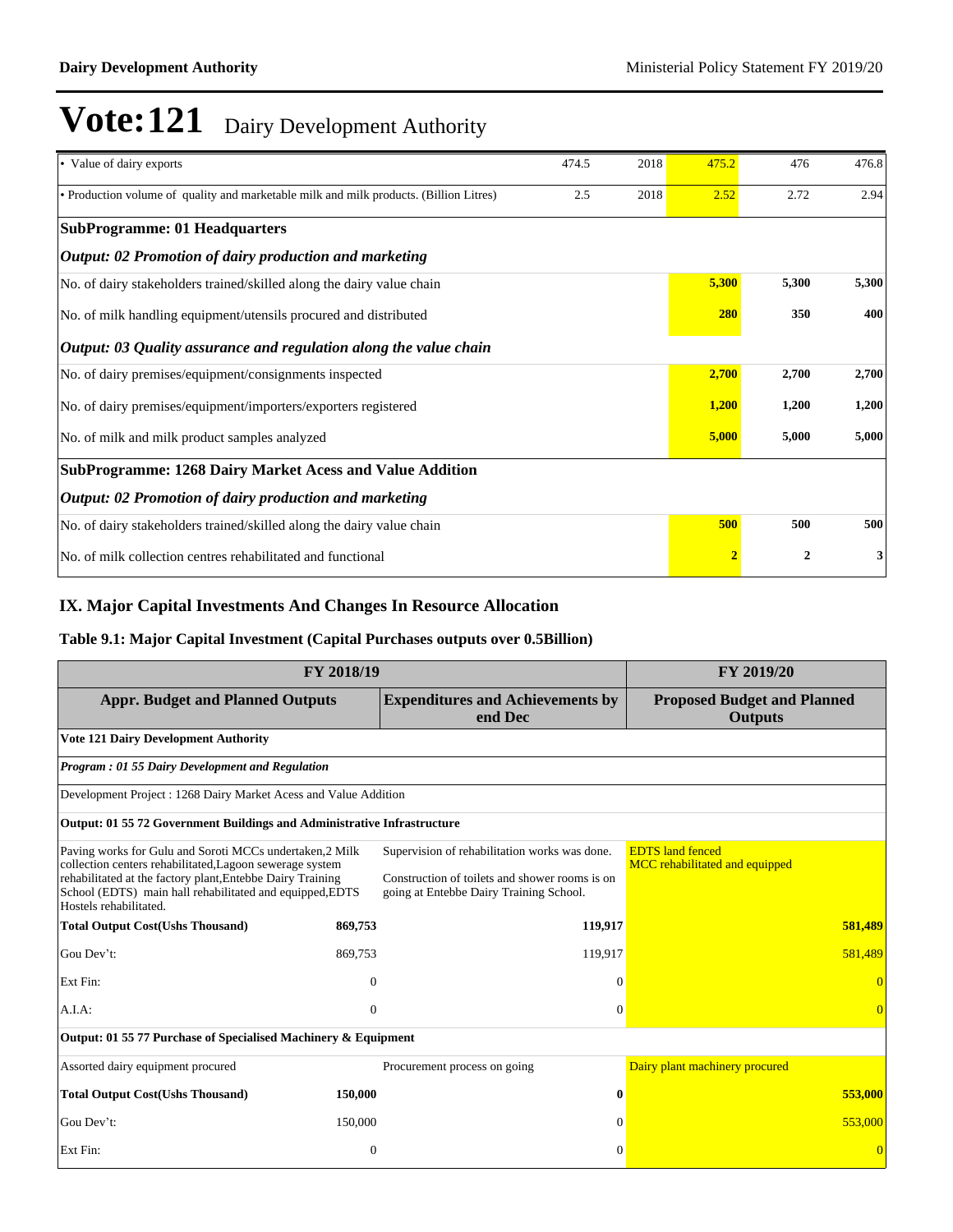# Vote:121 Dairy Development Authority

| | | | | | |
|---|---|---|---|---|---|
| • Value of dairy exports | 474.5 | 2018 | 475.2 | 476 | 476.8 |
| • Production volume of quality and marketable milk and milk products. (Billion Litres) | 2.5 | 2018 | 2.52 | 2.72 | 2.94 |
| **SubProgramme: 01 Headquarters** | | | | | |
| ***Output: 02 Promotion of dairy production and marketing*** | | | | | |
| No. of dairy stakeholders trained/skilled along the dairy value chain | | | **5,300** | **5,300** | **5,300** |
| No. of milk handling equipment/utensils procured and distributed | | | **280** | **350** | **400** |
| ***Output: 03 Quality assurance and regulation along the value chain*** | | | | | |
| No. of dairy premises/equipment/consignments inspected | | | **2,700** | **2,700** | **2,700** |
| No. of dairy premises/equipment/importers/exporters registered | | | **1,200** | **1,200** | **1,200** |
| No. of milk and milk product samples analyzed | | | **5,000** | **5,000** | **5,000** |
| **SubProgramme: 1268 Dairy Market Acess and Value Addition** | | | | | |
| ***Output: 02 Promotion of dairy production and marketing*** | | | | | |
| No. of dairy stakeholders trained/skilled along the dairy value chain | | | **500** | **500** | **500** |
| No. of milk collection centres rehabilitated and functional | | | **2** | **2** | **3** |

## IX. Major Capital Investments And Changes In Resource Allocation

### Table 9.1: Major Capital Investment (Capital Purchases outputs over 0.5Billion)

| FY 2018/19 | | | FY 2019/20 |
|---|---|---|---|
| **Appr. Budget and Planned Outputs** | | **Expenditures and Achievements by end Dec** | **Proposed Budget and Planned Outputs** |
| **Vote 121 Dairy Development Authority** | | | |
| ***Program : 01 55 Dairy Development and Regulation*** | | | |
| Development Project : 1268 Dairy Market Acess and Value Addition | | | |
| **Output: 01 55 72 Government Buildings and Administrative Infrastructure** | | | |
| Paving works for Gulu and Soroti MCCs undertaken,2 Milk collection centers rehabilitated,Lagoon sewerage system rehabilitated at the factory plant,Entebbe Dairy Training School (EDTS) main hall rehabilitated and equipped,EDTS Hostels rehabilitated. | | Supervision of rehabilitation works was done.<br>Construction of toilets and shower rooms is on going at Entebbe Dairy Training School. | EDTS land fenced<br>MCC rehabilitated and equipped |
| **Total Output Cost(Ushs Thousand)** | **869,753** | **119,917** | **581,489** |
| Gou Dev't: | 869,753 | 119,917 | 581,489 |
| Ext Fin: | 0 | 0 | 0 |
| A.I.A: | 0 | 0 | 0 |
| **Output: 01 55 77 Purchase of Specialised Machinery & Equipment** | | | |
| Assorted dairy equipment procured | | Procurement process on going | Dairy plant machinery procured |
| **Total Output Cost(Ushs Thousand)** | **150,000** | **0** | **553,000** |
| Gou Dev't: | 150,000 | 0 | 553,000 |
| Ext Fin: | 0 | 0 | 0 |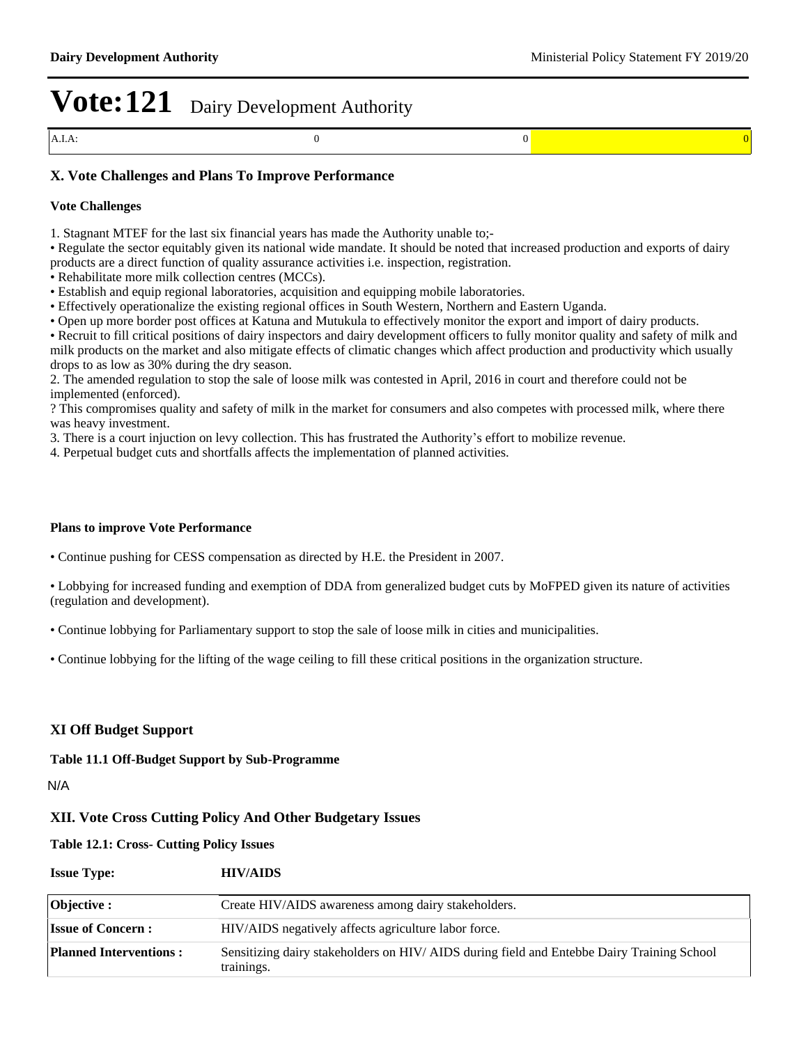# Vote:121 Dairy Development Authority

| A.I.A: | 0 | 0 | 0 |
|---|---|---|---|

### X. Vote Challenges and Plans To Improve Performance

**Vote Challenges**

1. Stagnant MTEF for the last six financial years has made the Authority unable to;-
• Regulate the sector equitably given its national wide mandate. It should be noted that increased production and exports of dairy products are a direct function of quality assurance activities i.e. inspection, registration.
• Rehabilitate more milk collection centres (MCCs).
• Establish and equip regional laboratories, acquisition and equipping mobile laboratories.
• Effectively operationalize the existing regional offices in South Western, Northern and Eastern Uganda.
• Open up more border post offices at Katuna and Mutukula to effectively monitor the export and import of dairy products.
• Recruit to fill critical positions of dairy inspectors and dairy development officers to fully monitor quality and safety of milk and milk products on the market and also mitigate effects of climatic changes which affect production and productivity which usually drops to as low as 30% during the dry season.
2. The amended regulation to stop the sale of loose milk was contested in April, 2016 in court and therefore could not be implemented (enforced).
? This compromises quality and safety of milk in the market for consumers and also competes with processed milk, where there was heavy investment.
3. There is a court injuction on levy collection. This has frustrated the Authority's effort to mobilize revenue.
4. Perpetual budget cuts and shortfalls affects the implementation of planned activities.

**Plans to improve Vote Performance**

• Continue pushing for CESS compensation as directed by H.E. the President in 2007.

• Lobbying for increased funding and exemption of DDA from generalized budget cuts by MoFPED given its nature of activities (regulation and development).

• Continue lobbying for Parliamentary support to stop the sale of loose milk in cities and municipalities.

• Continue lobbying for the lifting of the wage ceiling to fill these critical positions in the organization structure.

### XI Off Budget Support

**Table 11.1 Off-Budget Support by Sub-Programme**

N/A

### XII. Vote Cross Cutting Policy And Other Budgetary Issues

**Table 12.1: Cross- Cutting Policy Issues**

**Issue Type:** **HIV/AIDS**

| | |
|---|---|
| **Objective :** | Create HIV/AIDS awareness among dairy stakeholders. |
| **Issue of Concern :** | HIV/AIDS negatively affects agriculture labor force. |
| **Planned Interventions :** | Sensitizing dairy stakeholders on HIV/ AIDS during field and Entebbe Dairy Training School trainings. |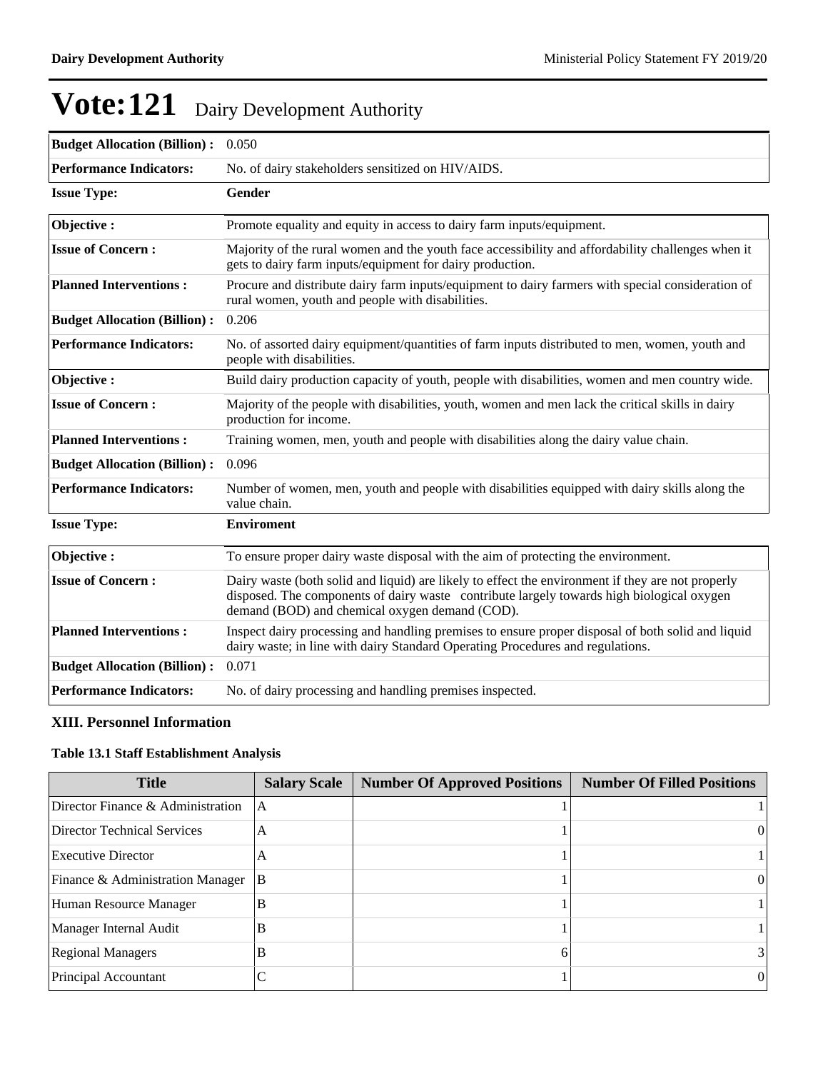# Vote:121 Dairy Development Authority

| | |
|---|---|
| **Budget Allocation (Billion) :** | 0.050 |
| **Performance Indicators:** | No. of dairy stakeholders sensitized on HIV/AIDS. |

| | |
|---|---|
| **Issue Type:** | **Gender** |

| | |
|---|---|
| **Objective :** | Promote equality and equity in access to dairy farm inputs/equipment. |
| **Issue of Concern :** | Majority of the rural women and the youth face accessibility and affordability challenges when it gets to dairy farm inputs/equipment for dairy production. |
| **Planned Interventions :** | Procure and distribute dairy farm inputs/equipment to dairy farmers with special consideration of rural women, youth and people with disabilities. |
| **Budget Allocation (Billion) :** | 0.206 |
| **Performance Indicators:** | No. of assorted dairy equipment/quantities of farm inputs distributed to men, women, youth and people with disabilities. |
| **Objective :** | Build dairy production capacity of youth, people with disabilities, women and men country wide. |
| **Issue of Concern :** | Majority of the people with disabilities, youth, women and men lack the critical skills in dairy production for income. |
| **Planned Interventions :** | Training women, men, youth and people with disabilities along the dairy value chain. |
| **Budget Allocation (Billion) :** | 0.096 |
| **Performance Indicators:** | Number of women, men, youth and people with disabilities equipped with dairy skills along the value chain. |

| | |
|---|---|
| **Issue Type:** | **Enviroment** |

| | |
|---|---|
| **Objective :** | To ensure proper dairy waste disposal with the aim of protecting the environment. |
| **Issue of Concern :** | Dairy waste (both solid and liquid) are likely to effect the environment if they are not properly disposed. The components of dairy waste contribute largely towards high biological oxygen demand (BOD) and chemical oxygen demand (COD). |
| **Planned Interventions :** | Inspect dairy processing and handling premises to ensure proper disposal of both solid and liquid dairy waste; in line with dairy Standard Operating Procedures and regulations. |
| **Budget Allocation (Billion) :** | 0.071 |
| **Performance Indicators:** | No. of dairy processing and handling premises inspected. |

## XIII. Personnel Information

### Table 13.1 Staff Establishment Analysis

| Title | Salary Scale | Number Of Approved Positions | Number Of Filled Positions |
|---|---|---|---|
| Director Finance & Administration | A | 1 | 1 |
| Director Technical Services | A | 1 | 0 |
| Executive Director | A | 1 | 1 |
| Finance & Administration Manager | B | 1 | 0 |
| Human Resource Manager | B | 1 | 1 |
| Manager Internal Audit | B | 1 | 1 |
| Regional Managers | B | 6 | 3 |
| Principal Accountant | C | 1 | 0 |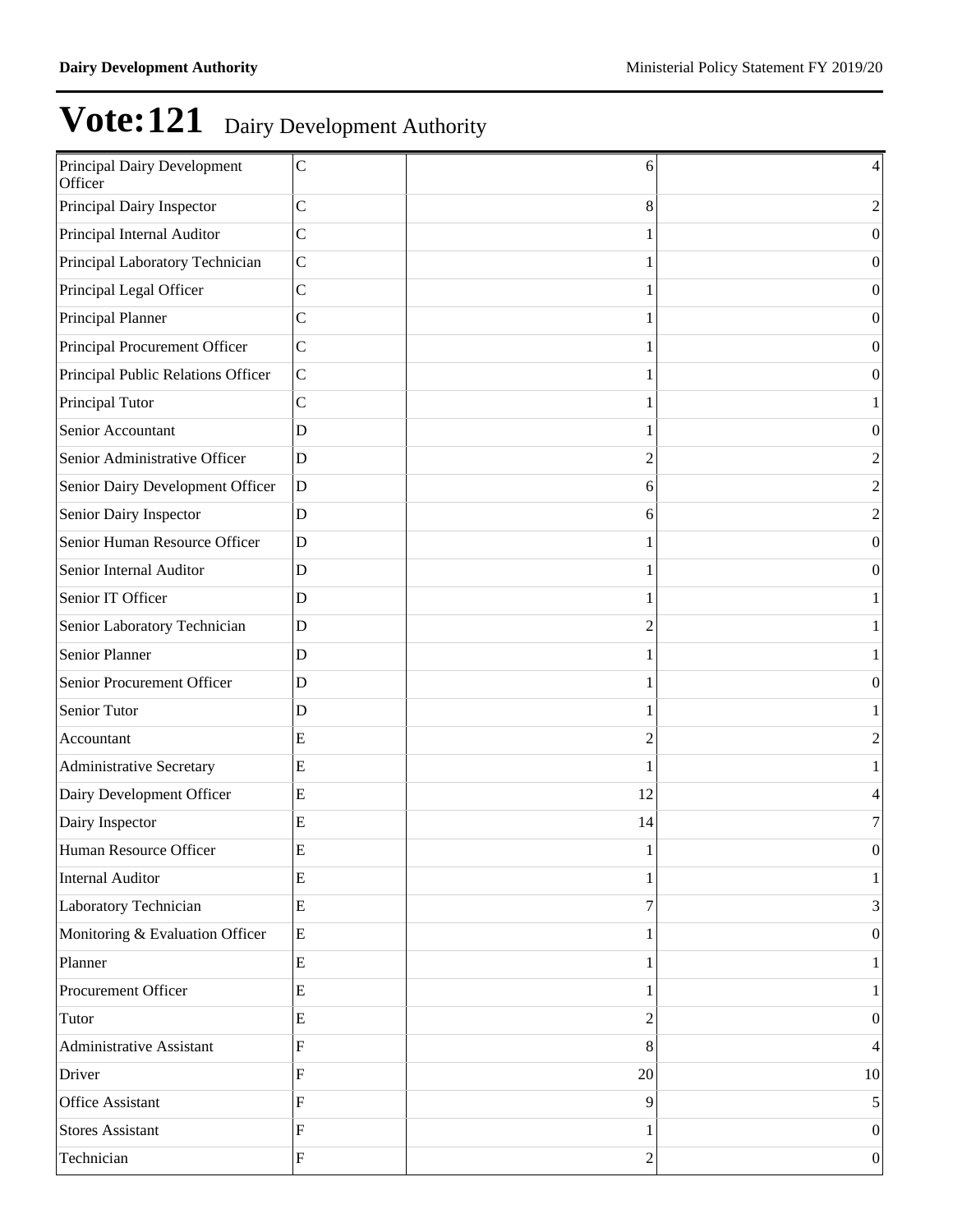# Vote:121 Dairy Development Authority

| | | | |
|---|---|---|---|
| Principal Dairy Development Officer | C | 6 | 4 |
| Principal Dairy Inspector | C | 8 | 2 |
| Principal Internal Auditor | C | 1 | 0 |
| Principal Laboratory Technician | C | 1 | 0 |
| Principal Legal Officer | C | 1 | 0 |
| Principal Planner | C | 1 | 0 |
| Principal Procurement Officer | C | 1 | 0 |
| Principal Public Relations Officer | C | 1 | 0 |
| Principal Tutor | C | 1 | 1 |
| Senior Accountant | D | 1 | 0 |
| Senior Administrative Officer | D | 2 | 2 |
| Senior Dairy Development Officer | D | 6 | 2 |
| Senior Dairy Inspector | D | 6 | 2 |
| Senior Human Resource Officer | D | 1 | 0 |
| Senior Internal Auditor | D | 1 | 0 |
| Senior IT Officer | D | 1 | 1 |
| Senior Laboratory Technician | D | 2 | 1 |
| Senior Planner | D | 1 | 1 |
| Senior Procurement Officer | D | 1 | 0 |
| Senior Tutor | D | 1 | 1 |
| Accountant | E | 2 | 2 |
| Administrative Secretary | E | 1 | 1 |
| Dairy Development Officer | E | 12 | 4 |
| Dairy Inspector | E | 14 | 7 |
| Human Resource Officer | E | 1 | 0 |
| Internal Auditor | E | 1 | 1 |
| Laboratory Technician | E | 7 | 3 |
| Monitoring & Evaluation Officer | E | 1 | 0 |
| Planner | E | 1 | 1 |
| Procurement Officer | E | 1 | 1 |
| Tutor | E | 2 | 0 |
| Administrative Assistant | F | 8 | 4 |
| Driver | F | 20 | 10 |
| Office Assistant | F | 9 | 5 |
| Stores Assistant | F | 1 | 0 |
| Technician | F | 2 | 0 |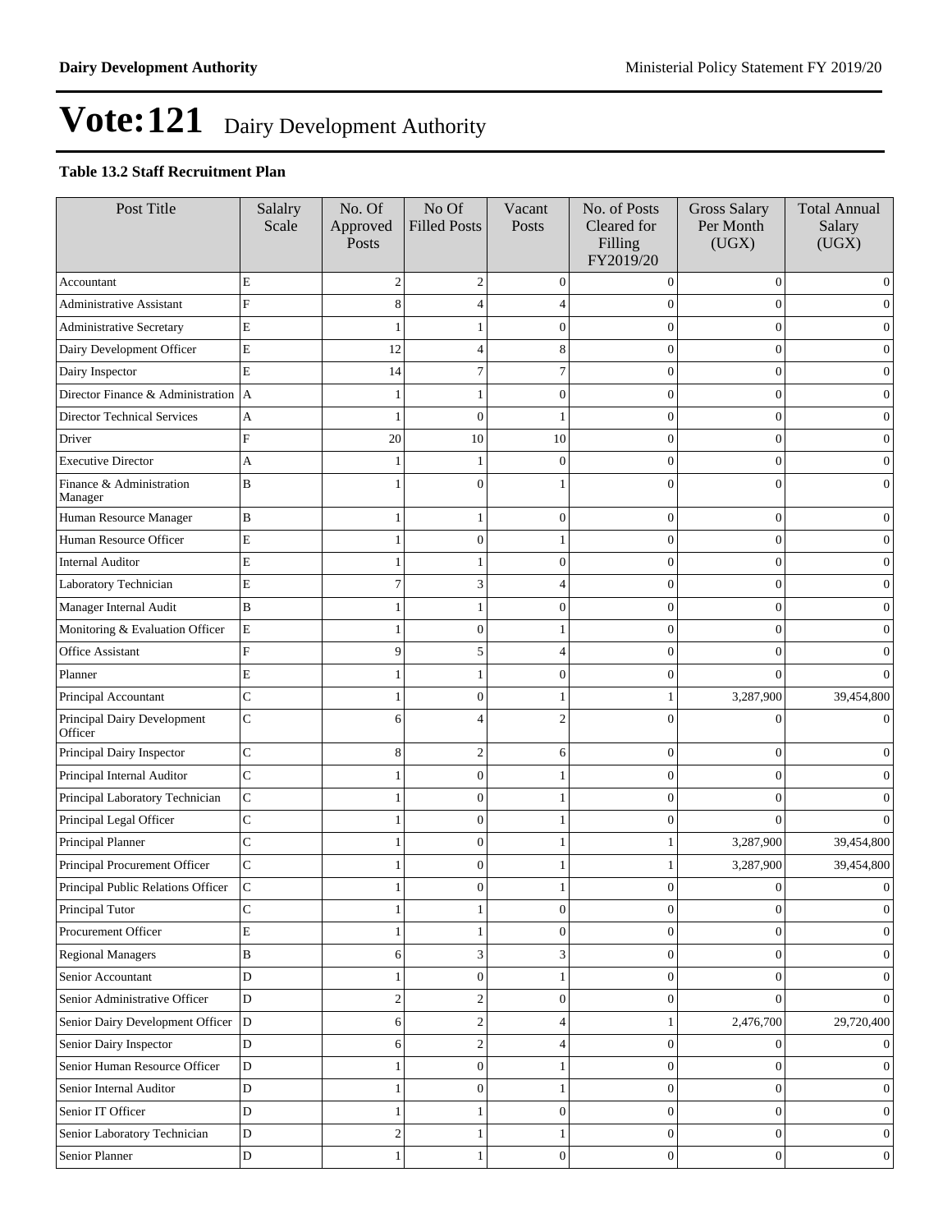# Vote:121 Dairy Development Authority

**Table 13.2 Staff Recruitment Plan**

| Post Title | Salalry Scale | No. Of Approved Posts | No Of Filled Posts | Vacant Posts | No. of Posts Cleared for Filling FY2019/20 | Gross Salary Per Month (UGX) | Total Annual Salary (UGX) |
|---|---|---|---|---|---|---|---|
| Accountant | E | 2 | 2 | 0 | 0 | 0 | 0 |
| Administrative Assistant | F | 8 | 4 | 4 | 0 | 0 | 0 |
| Administrative Secretary | E | 1 | 1 | 0 | 0 | 0 | 0 |
| Dairy Development Officer | E | 12 | 4 | 8 | 0 | 0 | 0 |
| Dairy Inspector | E | 14 | 7 | 7 | 0 | 0 | 0 |
| Director Finance & Administration | A | 1 | 1 | 0 | 0 | 0 | 0 |
| Director Technical Services | A | 1 | 0 | 1 | 0 | 0 | 0 |
| Driver | F | 20 | 10 | 10 | 0 | 0 | 0 |
| Executive Director | A | 1 | 1 | 0 | 0 | 0 | 0 |
| Finance & Administration Manager | B | 1 | 0 | 1 | 0 | 0 | 0 |
| Human Resource Manager | B | 1 | 1 | 0 | 0 | 0 | 0 |
| Human Resource Officer | E | 1 | 0 | 1 | 0 | 0 | 0 |
| Internal Auditor | E | 1 | 1 | 0 | 0 | 0 | 0 |
| Laboratory Technician | E | 7 | 3 | 4 | 0 | 0 | 0 |
| Manager Internal Audit | B | 1 | 1 | 0 | 0 | 0 | 0 |
| Monitoring & Evaluation Officer | E | 1 | 0 | 1 | 0 | 0 | 0 |
| Office Assistant | F | 9 | 5 | 4 | 0 | 0 | 0 |
| Planner | E | 1 | 1 | 0 | 0 | 0 | 0 |
| Principal Accountant | C | 1 | 0 | 1 | 1 | 3,287,900 | 39,454,800 |
| Principal Dairy Development Officer | C | 6 | 4 | 2 | 0 | 0 | 0 |
| Principal Dairy Inspector | C | 8 | 2 | 6 | 0 | 0 | 0 |
| Principal Internal Auditor | C | 1 | 0 | 1 | 0 | 0 | 0 |
| Principal Laboratory Technician | C | 1 | 0 | 1 | 0 | 0 | 0 |
| Principal Legal Officer | C | 1 | 0 | 1 | 0 | 0 | 0 |
| Principal Planner | C | 1 | 0 | 1 | 1 | 3,287,900 | 39,454,800 |
| Principal Procurement Officer | C | 1 | 0 | 1 | 1 | 3,287,900 | 39,454,800 |
| Principal Public Relations Officer | C | 1 | 0 | 1 | 0 | 0 | 0 |
| Principal Tutor | C | 1 | 1 | 0 | 0 | 0 | 0 |
| Procurement Officer | E | 1 | 1 | 0 | 0 | 0 | 0 |
| Regional Managers | B | 6 | 3 | 3 | 0 | 0 | 0 |
| Senior Accountant | D | 1 | 0 | 1 | 0 | 0 | 0 |
| Senior Administrative Officer | D | 2 | 2 | 0 | 0 | 0 | 0 |
| Senior Dairy Development Officer | D | 6 | 2 | 4 | 1 | 2,476,700 | 29,720,400 |
| Senior Dairy Inspector | D | 6 | 2 | 4 | 0 | 0 | 0 |
| Senior Human Resource Officer | D | 1 | 0 | 1 | 0 | 0 | 0 |
| Senior Internal Auditor | D | 1 | 0 | 1 | 0 | 0 | 0 |
| Senior IT Officer | D | 1 | 1 | 0 | 0 | 0 | 0 |
| Senior Laboratory Technician | D | 2 | 1 | 1 | 0 | 0 | 0 |
| Senior Planner | D | 1 | 1 | 0 | 0 | 0 | 0 |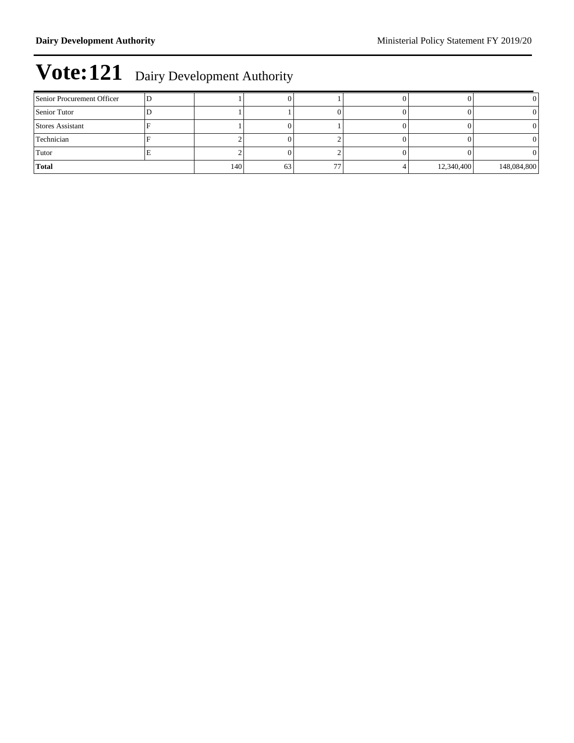# Vote:121 Dairy Development Authority

| | | | | | | | |
|---|---|---|---|---|---|---|---|
| Senior Procurement Officer | D | 1 | 0 | 1 | 0 | 0 | 0 |
| Senior Tutor | D | 1 | 1 | 0 | 0 | 0 | 0 |
| Stores Assistant | F | 1 | 0 | 1 | 0 | 0 | 0 |
| Technician | F | 2 | 0 | 2 | 0 | 0 | 0 |
| Tutor | E | 2 | 0 | 2 | 0 | 0 | 0 |
| **Total** | | 140 | 63 | 77 | 4 | 12,340,400 | 148,084,800 |